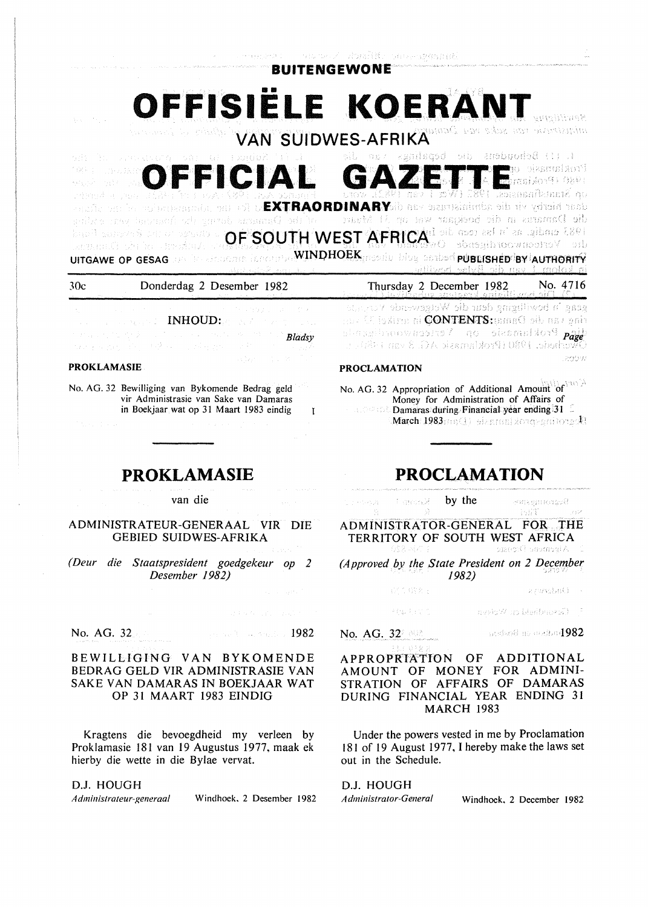# BUITENGEWONE

# OFFISIËLE KOERANT

## VAN SUIDWES-AFRIKA

# OFFICIAL GAZETTE

## EXTRAORDINARY

## OF SOUTH WEST AFRICA

UITGAWE OP GESAG — WINDHOEK — PUBLISHED BY AUTHORITY

30c — Donderdag 2 Desember 1982 — Thursday 2 December 1982 — No. 4716

**INHOUD:**

*Bladsy*

**PROKLAMASIE**

No. AG. 32 Bewilliging van Bykomende Bedrag geld vir Administrasie van Sake van Damaras in Boekjaar wat op 31 Maart 1983 eindig — 1

**CONTENTS:**

*Page*

**PROCLAMATION**

No. AG. 32 Appropriation of Additional Amount of Money for Administration of Affairs of Damaras during Financial year ending 31 March 1983 — 1

## PROKLAMASIE

van die

ADMINISTRATEUR-GENERAAL VIR DIE GEBIED SUIDWES-AFRIKA

*(Deur die Staatspresident goedgekeur op 2 Desember 1982)*

No. AG. 32 — 1982

BEWILLIGING VAN BYKOMENDE BEDRAG GELD VIR ADMINISTRASIE VAN SAKE VAN DAMARAS IN BOEKJAAR WAT OP 31 MAART 1983 EINDIG

Kragtens die bevoegdheid my verleen by Proklamasie 181 van 19 Augustus 1977, maak ek hierby die wette in die Bylae vervat.

D.J. HOUGH

*Administrateur-generaal* — Windhoek, 2 Desember 1982

## PROCLAMATION

by the

ADMINISTRATOR-GENERAL FOR THE TERRITORY OF SOUTH WEST AFRICA

*(Approved by the State President on 2 December 1982)*

No. AG. 32 — 1982

APPROPRIATION OF ADDITIONAL AMOUNT OF MONEY FOR ADMINISTRATION OF AFFAIRS OF DAMARAS DURING FINANCIAL YEAR ENDING 31 MARCH 1983

Under the powers vested in me by Proclamation 181 of 19 August 1977, I hereby make the laws set out in the Schedule.

D.J. HOUGH

*Administrator-General* — Windhoek, 2 December 1982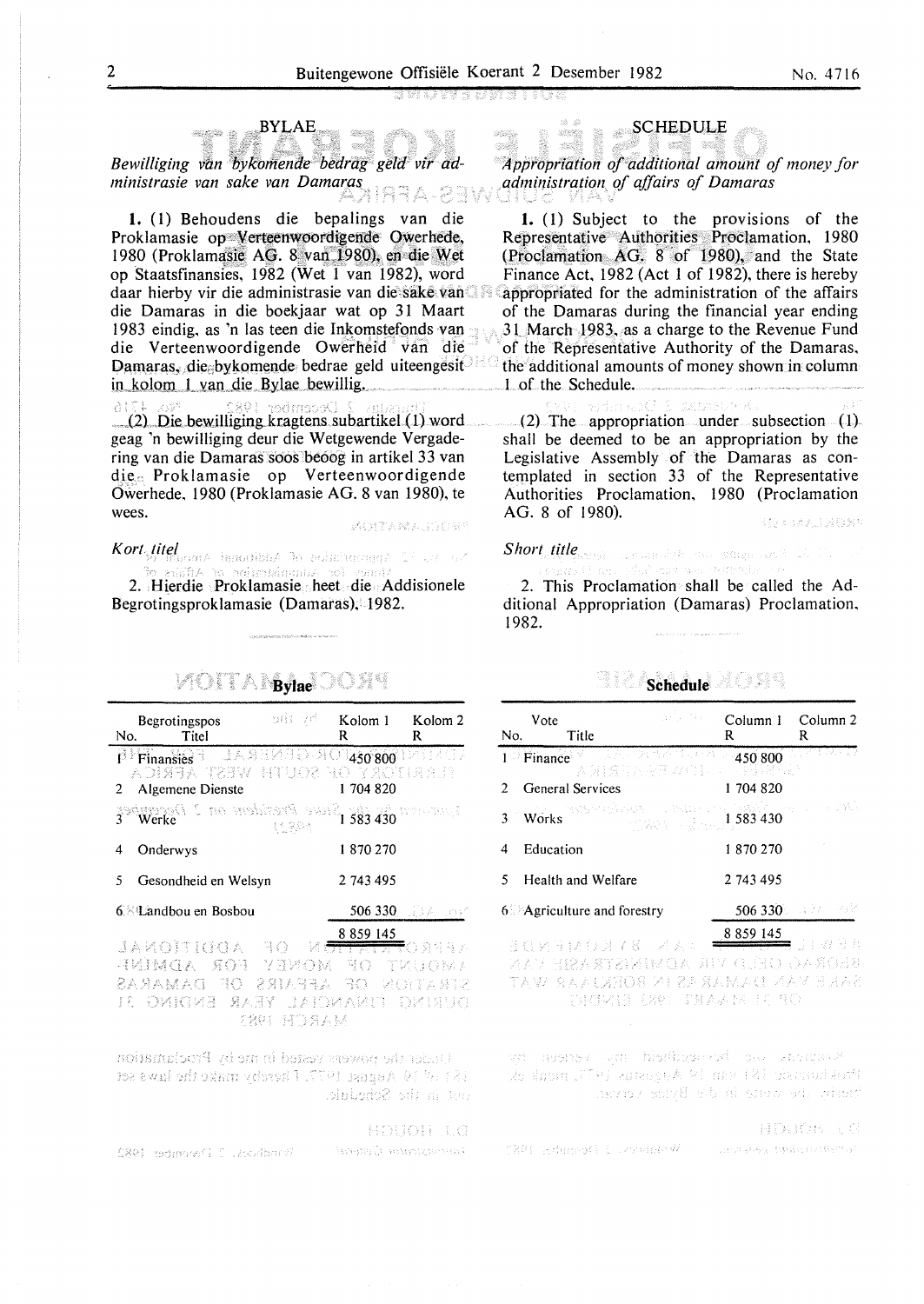## BYLAE

*Bewilliging van bykomende bedrag geld vir administrasie van sake van Damaras*

**1.** (1) Behoudens die bepalings van die Proklamasie op Verteenwoordigende Owerhede, 1980 (Proklamasie AG. 8 van 1980), en die Wet op Staatsfinansies, 1982 (Wet 1 van 1982), word daar hierby vir die administrasie van die sake van die Damaras in die boekjaar wat op 31 Maart 1983 eindig, as 'n las teen die Inkomstefonds van die Verteenwoordigende Owerheid van die Damaras, die bykomende bedrae geld uiteengesit in kolom 1 van die Bylae bewillig.

(2) Die bewilliging kragtens subartikel (1) word geag 'n bewilliging deur die Wetgewende Vergadering van die Damaras soos beoog in artikel 33 van die Proklamasie op Verteenwoordigende Owerhede, 1980 (Proklamasie AG. 8 van 1980), te wees.

*Kort titel*

2. Hierdie Proklamasie heet die Addisionele Begrotingsproklamasie (Damaras), 1982.

### Bylae

| Begrotingspos No. | Titel | Kolom 1 R | Kolom 2 R |
|---|---|---|---|
| 1 | Finansies | 450 800 | |
| 2 | Algemene Dienste | 1 704 820 | |
| 3 | Werke | 1 583 430 | |
| 4 | Onderwys | 1 870 270 | |
| 5 | Gesondheid en Welsyn | 2 743 495 | |
| 6 | Landbou en Bosbou | 506 330 | |
| | | 8 859 145 | |

## SCHEDULE

*Appropriation of additional amount of money for administration of affairs of Damaras*

**1.** (1) Subject to the provisions of the Representative Authorities Proclamation, 1980 (Proclamation AG. 8 of 1980), and the State Finance Act, 1982 (Act 1 of 1982), there is hereby appropriated for the administration of the affairs of the Damaras during the financial year ending 31 March 1983, as a charge to the Revenue Fund of the Representative Authority of the Damaras, the additional amounts of money shown in column 1 of the Schedule.

(2) The appropriation under subsection (1) shall be deemed to be an appropriation by the Legislative Assembly of the Damaras as contemplated in section 33 of the Representative Authorities Proclamation, 1980 (Proclamation AG. 8 of 1980).

*Short title*

2. This Proclamation shall be called the Additional Appropriation (Damaras) Proclamation, 1982.

### Schedule

| Vote No. | Title | Column 1 R | Column 2 R |
|---|---|---|---|
| 1 | Finance | 450 800 | |
| 2 | General Services | 1 704 820 | |
| 3 | Works | 1 583 430 | |
| 4 | Education | 1 870 270 | |
| 5 | Health and Welfare | 2 743 495 | |
| 6 | Agriculture and forestry | 506 330 | |
| | | 8 859 145 | |